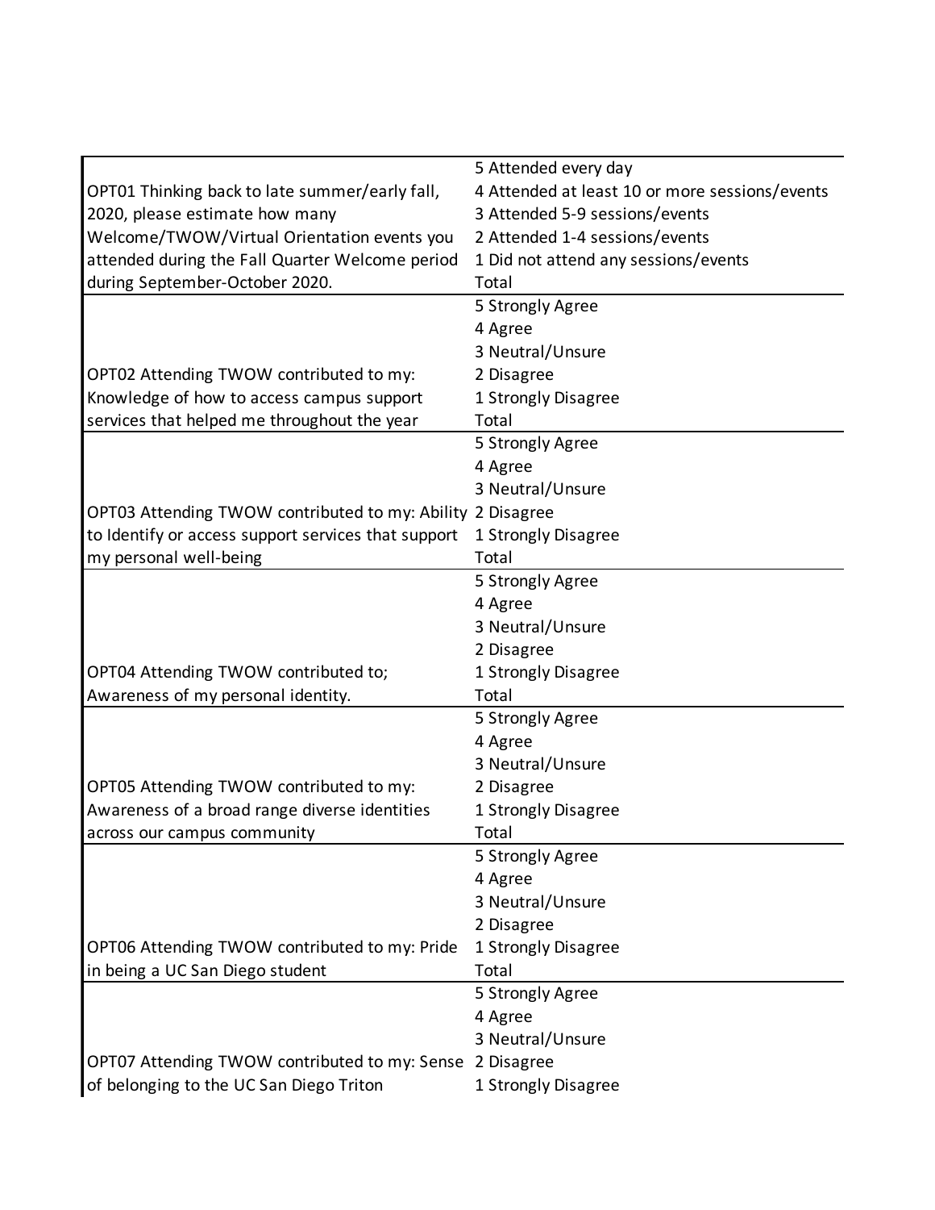| | |
|---|---|
| OPT01 Thinking back to late summer/early fall, 2020, please estimate how many Welcome/TWOW/Virtual Orientation events you attended during the Fall Quarter Welcome period during September-October 2020. | 5 Attended every day |
| | 4 Attended at least 10 or more sessions/events |
| | 3 Attended 5-9 sessions/events |
| | 2 Attended 1-4 sessions/events |
| | 1 Did not attend any sessions/events |
| | Total |
| OPT02 Attending TWOW contributed to my: Knowledge of how to access campus support services that helped me throughout the year | 5 Strongly Agree |
| | 4 Agree |
| | 3 Neutral/Unsure |
| | 2 Disagree |
| | 1 Strongly Disagree |
| | Total |
| OPT03 Attending TWOW contributed to my: Ability to Identify or access support services that support my personal well-being | 5 Strongly Agree |
| | 4 Agree |
| | 3 Neutral/Unsure |
| | 2 Disagree |
| | 1 Strongly Disagree |
| | Total |
| OPT04 Attending TWOW contributed to; Awareness of my personal identity. | 5 Strongly Agree |
| | 4 Agree |
| | 3 Neutral/Unsure |
| | 2 Disagree |
| | 1 Strongly Disagree |
| | Total |
| OPT05 Attending TWOW contributed to my: Awareness of a broad range diverse identities across our campus community | 5 Strongly Agree |
| | 4 Agree |
| | 3 Neutral/Unsure |
| | 2 Disagree |
| | 1 Strongly Disagree |
| | Total |
| OPT06 Attending TWOW contributed to my: Pride in being a UC San Diego student | 5 Strongly Agree |
| | 4 Agree |
| | 3 Neutral/Unsure |
| | 2 Disagree |
| | 1 Strongly Disagree |
| | Total |
| OPT07 Attending TWOW contributed to my: Sense of belonging to the UC San Diego Triton | 5 Strongly Agree |
| | 4 Agree |
| | 3 Neutral/Unsure |
| | 2 Disagree |
| | 1 Strongly Disagree |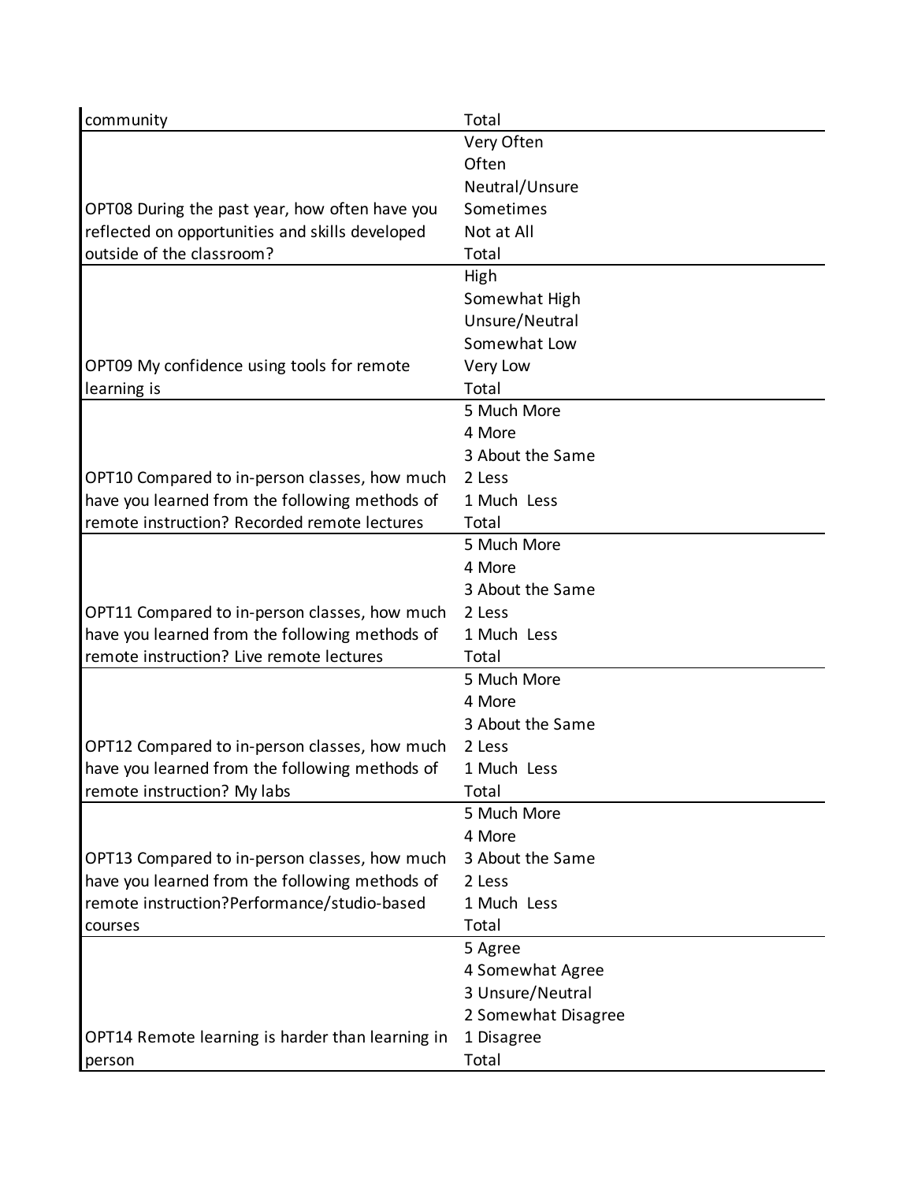| | |
|---|---|
| community | Total |
| OPT08 During the past year, how often have you reflected on opportunities and skills developed outside of the classroom? | Very Often |
| | Often |
| | Neutral/Unsure |
| | Sometimes |
| | Not at All |
| | Total |
| OPT09 My confidence using tools for remote learning is | High |
| | Somewhat High |
| | Unsure/Neutral |
| | Somewhat Low |
| | Very Low |
| | Total |
| OPT10 Compared to in-person classes, how much have you learned from the following methods of remote instruction? Recorded remote lectures | 5 Much More |
| | 4 More |
| | 3 About the Same |
| | 2 Less |
| | 1 Much Less |
| | Total |
| OPT11 Compared to in-person classes, how much have you learned from the following methods of remote instruction? Live remote lectures | 5 Much More |
| | 4 More |
| | 3 About the Same |
| | 2 Less |
| | 1 Much Less |
| | Total |
| OPT12 Compared to in-person classes, how much have you learned from the following methods of remote instruction? My labs | 5 Much More |
| | 4 More |
| | 3 About the Same |
| | 2 Less |
| | 1 Much Less |
| | Total |
| OPT13 Compared to in-person classes, how much have you learned from the following methods of remote instruction?Performance/studio-based courses | 5 Much More |
| | 4 More |
| | 3 About the Same |
| | 2 Less |
| | 1 Much Less |
| | Total |
| OPT14 Remote learning is harder than learning in person | 5 Agree |
| | 4 Somewhat Agree |
| | 3 Unsure/Neutral |
| | 2 Somewhat Disagree |
| | 1 Disagree |
| | Total |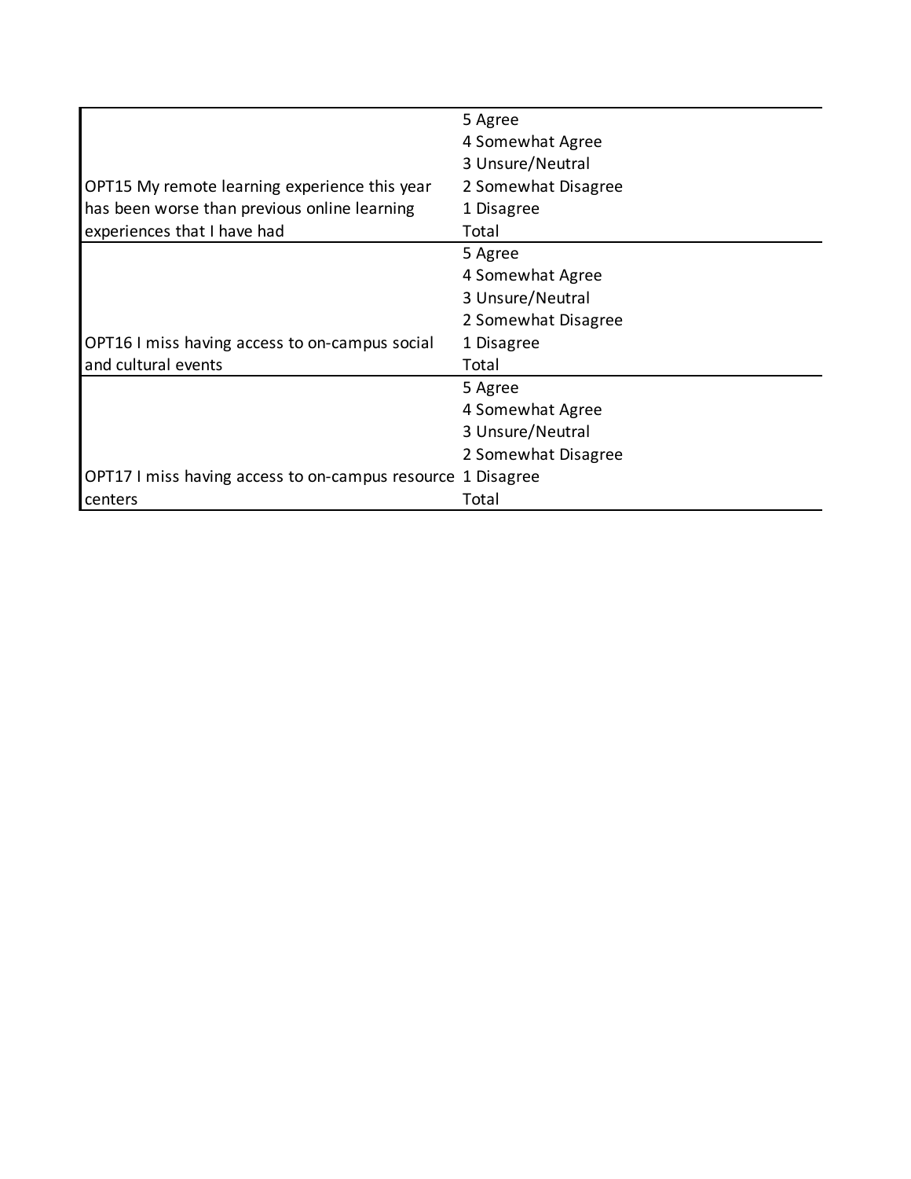| | |
|---|---|
| OPT15 My remote learning experience this year has been worse than previous online learning experiences that I have had | 5 Agree |
| | 4 Somewhat Agree |
| | 3 Unsure/Neutral |
| | 2 Somewhat Disagree |
| | 1 Disagree |
| | Total |
| OPT16 I miss having access to on-campus social and cultural events | 5 Agree |
| | 4 Somewhat Agree |
| | 3 Unsure/Neutral |
| | 2 Somewhat Disagree |
| | 1 Disagree |
| | Total |
| OPT17 I miss having access to on-campus resource centers | 5 Agree |
| | 4 Somewhat Agree |
| | 3 Unsure/Neutral |
| | 2 Somewhat Disagree |
| | 1 Disagree |
| | Total |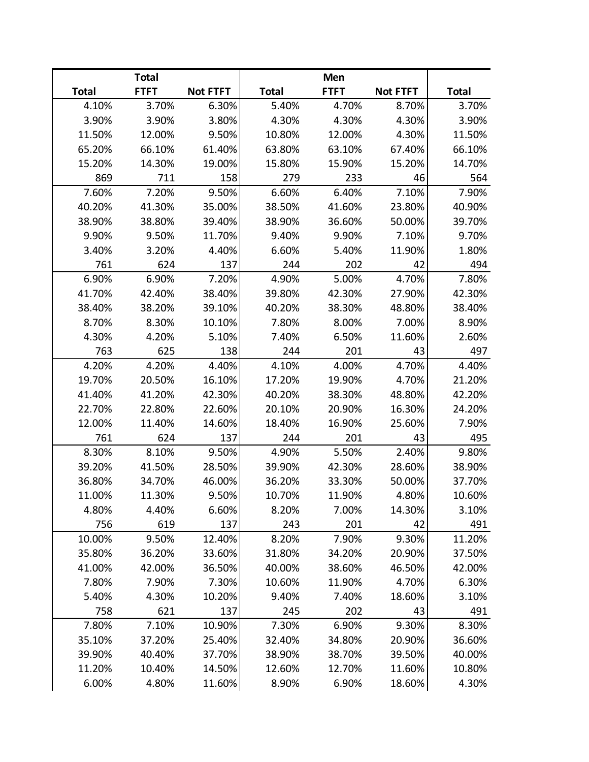| Total | Total FTFT | Total Not FTFT | Men Total | Men FTFT | Men Not FTFT | Total |
|---|---|---|---|---|---|---|
| 4.10% | 3.70% | 6.30% | 5.40% | 4.70% | 8.70% | 3.70% |
| 3.90% | 3.90% | 3.80% | 4.30% | 4.30% | 4.30% | 3.90% |
| 11.50% | 12.00% | 9.50% | 10.80% | 12.00% | 4.30% | 11.50% |
| 65.20% | 66.10% | 61.40% | 63.80% | 63.10% | 67.40% | 66.10% |
| 15.20% | 14.30% | 19.00% | 15.80% | 15.90% | 15.20% | 14.70% |
| 869 | 711 | 158 | 279 | 233 | 46 | 564 |
| 7.60% | 7.20% | 9.50% | 6.60% | 6.40% | 7.10% | 7.90% |
| 40.20% | 41.30% | 35.00% | 38.50% | 41.60% | 23.80% | 40.90% |
| 38.90% | 38.80% | 39.40% | 38.90% | 36.60% | 50.00% | 39.70% |
| 9.90% | 9.50% | 11.70% | 9.40% | 9.90% | 7.10% | 9.70% |
| 3.40% | 3.20% | 4.40% | 6.60% | 5.40% | 11.90% | 1.80% |
| 761 | 624 | 137 | 244 | 202 | 42 | 494 |
| 6.90% | 6.90% | 7.20% | 4.90% | 5.00% | 4.70% | 7.80% |
| 41.70% | 42.40% | 38.40% | 39.80% | 42.30% | 27.90% | 42.30% |
| 38.40% | 38.20% | 39.10% | 40.20% | 38.30% | 48.80% | 38.40% |
| 8.70% | 8.30% | 10.10% | 7.80% | 8.00% | 7.00% | 8.90% |
| 4.30% | 4.20% | 5.10% | 7.40% | 6.50% | 11.60% | 2.60% |
| 763 | 625 | 138 | 244 | 201 | 43 | 497 |
| 4.20% | 4.20% | 4.40% | 4.10% | 4.00% | 4.70% | 4.40% |
| 19.70% | 20.50% | 16.10% | 17.20% | 19.90% | 4.70% | 21.20% |
| 41.40% | 41.20% | 42.30% | 40.20% | 38.30% | 48.80% | 42.20% |
| 22.70% | 22.80% | 22.60% | 20.10% | 20.90% | 16.30% | 24.20% |
| 12.00% | 11.40% | 14.60% | 18.40% | 16.90% | 25.60% | 7.90% |
| 761 | 624 | 137 | 244 | 201 | 43 | 495 |
| 8.30% | 8.10% | 9.50% | 4.90% | 5.50% | 2.40% | 9.80% |
| 39.20% | 41.50% | 28.50% | 39.90% | 42.30% | 28.60% | 38.90% |
| 36.80% | 34.70% | 46.00% | 36.20% | 33.30% | 50.00% | 37.70% |
| 11.00% | 11.30% | 9.50% | 10.70% | 11.90% | 4.80% | 10.60% |
| 4.80% | 4.40% | 6.60% | 8.20% | 7.00% | 14.30% | 3.10% |
| 756 | 619 | 137 | 243 | 201 | 42 | 491 |
| 10.00% | 9.50% | 12.40% | 8.20% | 7.90% | 9.30% | 11.20% |
| 35.80% | 36.20% | 33.60% | 31.80% | 34.20% | 20.90% | 37.50% |
| 41.00% | 42.00% | 36.50% | 40.00% | 38.60% | 46.50% | 42.00% |
| 7.80% | 7.90% | 7.30% | 10.60% | 11.90% | 4.70% | 6.30% |
| 5.40% | 4.30% | 10.20% | 9.40% | 7.40% | 18.60% | 3.10% |
| 758 | 621 | 137 | 245 | 202 | 43 | 491 |
| 7.80% | 7.10% | 10.90% | 7.30% | 6.90% | 9.30% | 8.30% |
| 35.10% | 37.20% | 25.40% | 32.40% | 34.80% | 20.90% | 36.60% |
| 39.90% | 40.40% | 37.70% | 38.90% | 38.70% | 39.50% | 40.00% |
| 11.20% | 10.40% | 14.50% | 12.60% | 12.70% | 11.60% | 10.80% |
| 6.00% | 4.80% | 11.60% | 8.90% | 6.90% | 18.60% | 4.30% |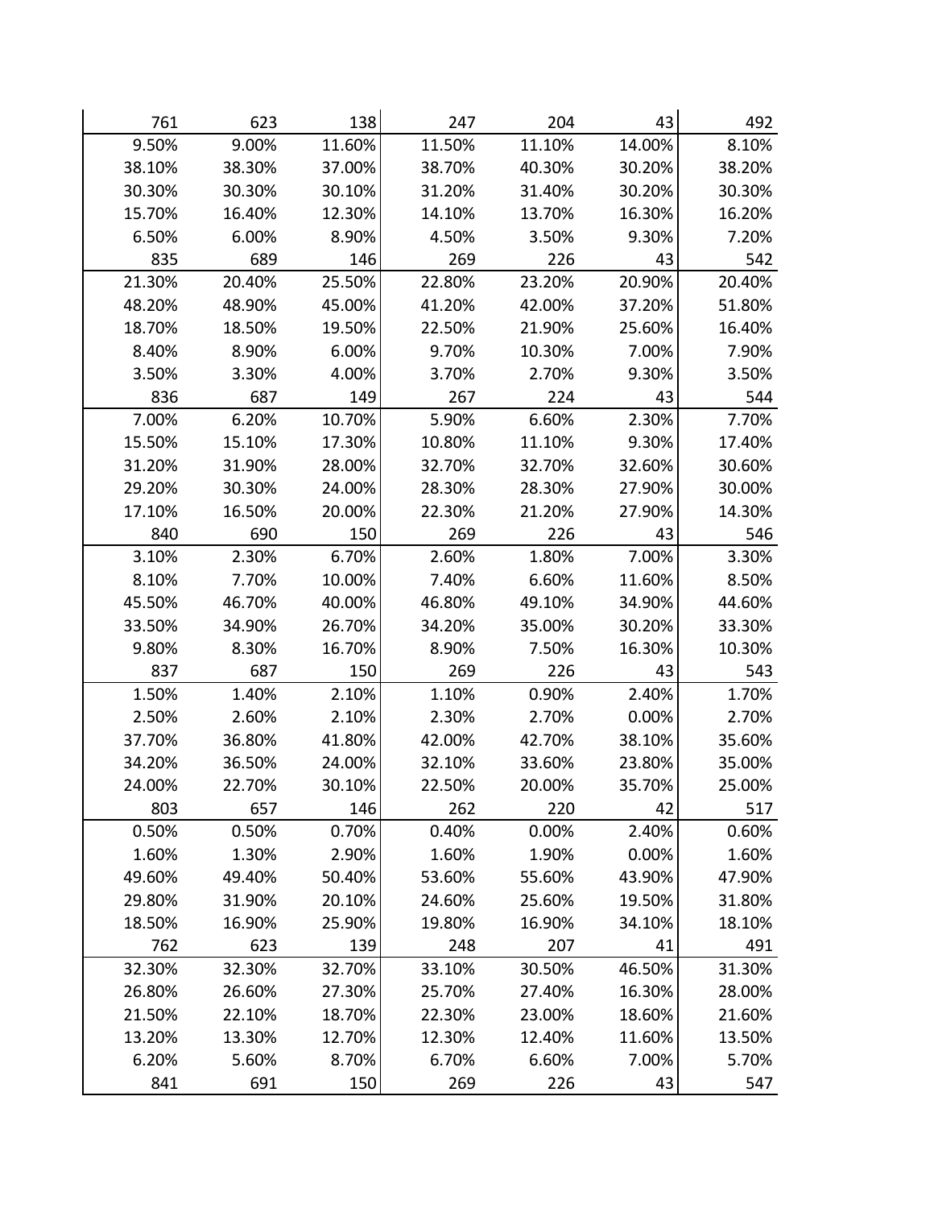| | | | | | | |
|---|---|---|---|---|---|---|
| 761 | 623 | 138 | 247 | 204 | 43 | 492 |
| 9.50% | 9.00% | 11.60% | 11.50% | 11.10% | 14.00% | 8.10% |
| 38.10% | 38.30% | 37.00% | 38.70% | 40.30% | 30.20% | 38.20% |
| 30.30% | 30.30% | 30.10% | 31.20% | 31.40% | 30.20% | 30.30% |
| 15.70% | 16.40% | 12.30% | 14.10% | 13.70% | 16.30% | 16.20% |
| 6.50% | 6.00% | 8.90% | 4.50% | 3.50% | 9.30% | 7.20% |
| 835 | 689 | 146 | 269 | 226 | 43 | 542 |
| 21.30% | 20.40% | 25.50% | 22.80% | 23.20% | 20.90% | 20.40% |
| 48.20% | 48.90% | 45.00% | 41.20% | 42.00% | 37.20% | 51.80% |
| 18.70% | 18.50% | 19.50% | 22.50% | 21.90% | 25.60% | 16.40% |
| 8.40% | 8.90% | 6.00% | 9.70% | 10.30% | 7.00% | 7.90% |
| 3.50% | 3.30% | 4.00% | 3.70% | 2.70% | 9.30% | 3.50% |
| 836 | 687 | 149 | 267 | 224 | 43 | 544 |
| 7.00% | 6.20% | 10.70% | 5.90% | 6.60% | 2.30% | 7.70% |
| 15.50% | 15.10% | 17.30% | 10.80% | 11.10% | 9.30% | 17.40% |
| 31.20% | 31.90% | 28.00% | 32.70% | 32.70% | 32.60% | 30.60% |
| 29.20% | 30.30% | 24.00% | 28.30% | 28.30% | 27.90% | 30.00% |
| 17.10% | 16.50% | 20.00% | 22.30% | 21.20% | 27.90% | 14.30% |
| 840 | 690 | 150 | 269 | 226 | 43 | 546 |
| 3.10% | 2.30% | 6.70% | 2.60% | 1.80% | 7.00% | 3.30% |
| 8.10% | 7.70% | 10.00% | 7.40% | 6.60% | 11.60% | 8.50% |
| 45.50% | 46.70% | 40.00% | 46.80% | 49.10% | 34.90% | 44.60% |
| 33.50% | 34.90% | 26.70% | 34.20% | 35.00% | 30.20% | 33.30% |
| 9.80% | 8.30% | 16.70% | 8.90% | 7.50% | 16.30% | 10.30% |
| 837 | 687 | 150 | 269 | 226 | 43 | 543 |
| 1.50% | 1.40% | 2.10% | 1.10% | 0.90% | 2.40% | 1.70% |
| 2.50% | 2.60% | 2.10% | 2.30% | 2.70% | 0.00% | 2.70% |
| 37.70% | 36.80% | 41.80% | 42.00% | 42.70% | 38.10% | 35.60% |
| 34.20% | 36.50% | 24.00% | 32.10% | 33.60% | 23.80% | 35.00% |
| 24.00% | 22.70% | 30.10% | 22.50% | 20.00% | 35.70% | 25.00% |
| 803 | 657 | 146 | 262 | 220 | 42 | 517 |
| 0.50% | 0.50% | 0.70% | 0.40% | 0.00% | 2.40% | 0.60% |
| 1.60% | 1.30% | 2.90% | 1.60% | 1.90% | 0.00% | 1.60% |
| 49.60% | 49.40% | 50.40% | 53.60% | 55.60% | 43.90% | 47.90% |
| 29.80% | 31.90% | 20.10% | 24.60% | 25.60% | 19.50% | 31.80% |
| 18.50% | 16.90% | 25.90% | 19.80% | 16.90% | 34.10% | 18.10% |
| 762 | 623 | 139 | 248 | 207 | 41 | 491 |
| 32.30% | 32.30% | 32.70% | 33.10% | 30.50% | 46.50% | 31.30% |
| 26.80% | 26.60% | 27.30% | 25.70% | 27.40% | 16.30% | 28.00% |
| 21.50% | 22.10% | 18.70% | 22.30% | 23.00% | 18.60% | 21.60% |
| 13.20% | 13.30% | 12.70% | 12.30% | 12.40% | 11.60% | 13.50% |
| 6.20% | 5.60% | 8.70% | 6.70% | 6.60% | 7.00% | 5.70% |
| 841 | 691 | 150 | 269 | 226 | 43 | 547 |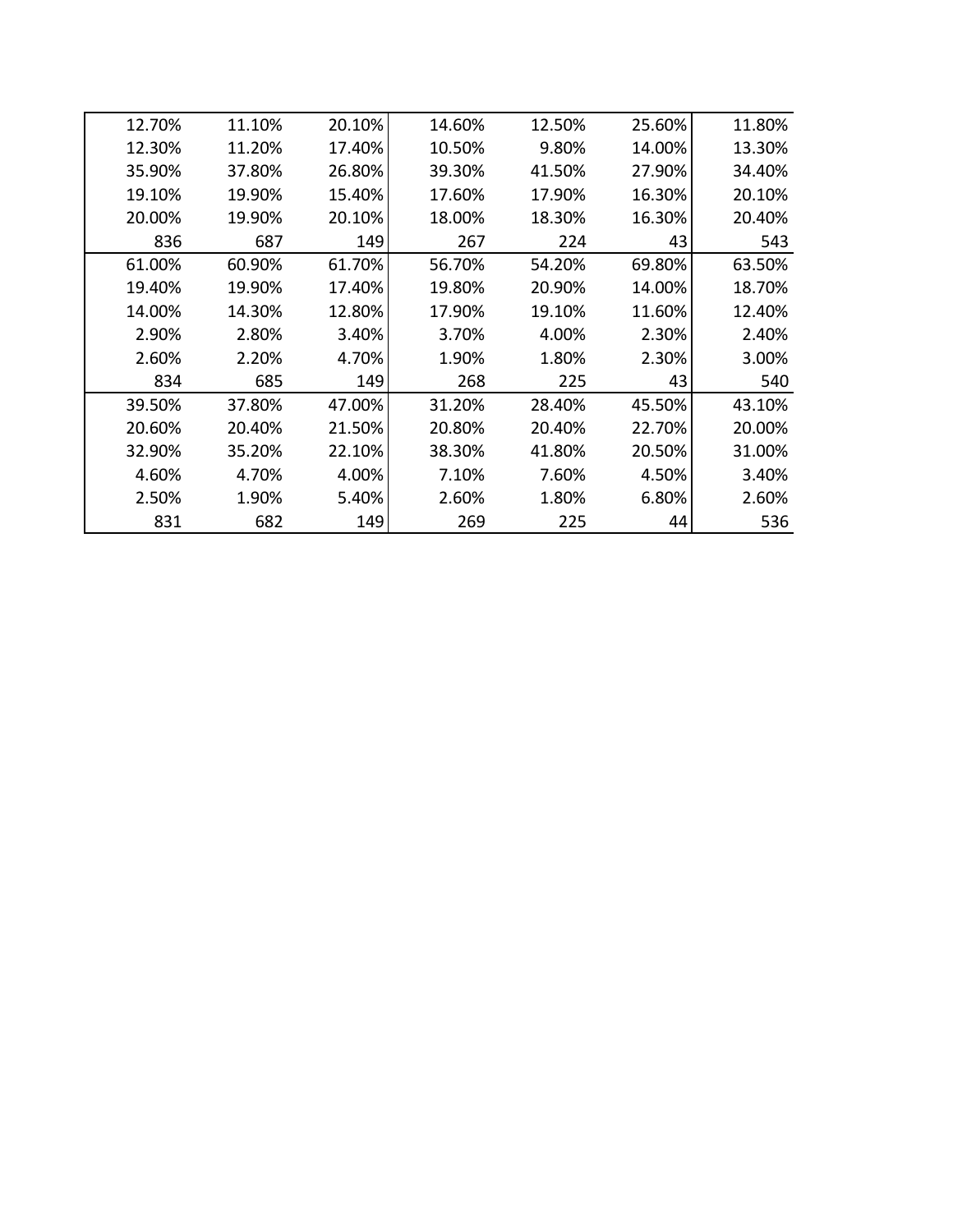| | | | | | | |
|---|---|---|---|---|---|---|
| 12.70% | 11.10% | 20.10% | 14.60% | 12.50% | 25.60% | 11.80% |
| 12.30% | 11.20% | 17.40% | 10.50% | 9.80% | 14.00% | 13.30% |
| 35.90% | 37.80% | 26.80% | 39.30% | 41.50% | 27.90% | 34.40% |
| 19.10% | 19.90% | 15.40% | 17.60% | 17.90% | 16.30% | 20.10% |
| 20.00% | 19.90% | 20.10% | 18.00% | 18.30% | 16.30% | 20.40% |
| 836 | 687 | 149 | 267 | 224 | 43 | 543 |
| 61.00% | 60.90% | 61.70% | 56.70% | 54.20% | 69.80% | 63.50% |
| 19.40% | 19.90% | 17.40% | 19.80% | 20.90% | 14.00% | 18.70% |
| 14.00% | 14.30% | 12.80% | 17.90% | 19.10% | 11.60% | 12.40% |
| 2.90% | 2.80% | 3.40% | 3.70% | 4.00% | 2.30% | 2.40% |
| 2.60% | 2.20% | 4.70% | 1.90% | 1.80% | 2.30% | 3.00% |
| 834 | 685 | 149 | 268 | 225 | 43 | 540 |
| 39.50% | 37.80% | 47.00% | 31.20% | 28.40% | 45.50% | 43.10% |
| 20.60% | 20.40% | 21.50% | 20.80% | 20.40% | 22.70% | 20.00% |
| 32.90% | 35.20% | 22.10% | 38.30% | 41.80% | 20.50% | 31.00% |
| 4.60% | 4.70% | 4.00% | 7.10% | 7.60% | 4.50% | 3.40% |
| 2.50% | 1.90% | 5.40% | 2.60% | 1.80% | 6.80% | 2.60% |
| 831 | 682 | 149 | 269 | 225 | 44 | 536 |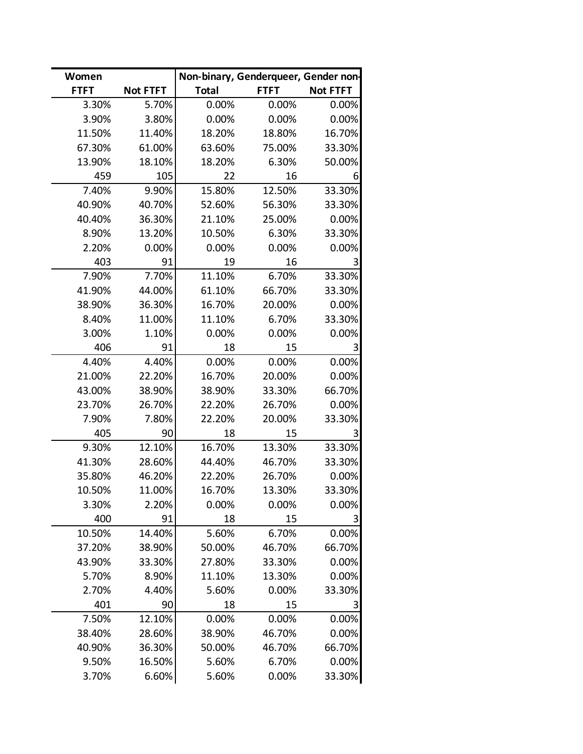| Women | | Non-binary, Genderqueer, Gender non- | | |
|---|---|---|---|---|
| FTFT | Not FTFT | Total | FTFT | Not FTFT |
| 3.30% | 5.70% | 0.00% | 0.00% | 0.00% |
| 3.90% | 3.80% | 0.00% | 0.00% | 0.00% |
| 11.50% | 11.40% | 18.20% | 18.80% | 16.70% |
| 67.30% | 61.00% | 63.60% | 75.00% | 33.30% |
| 13.90% | 18.10% | 18.20% | 6.30% | 50.00% |
| 459 | 105 | 22 | 16 | 6 |
| 7.40% | 9.90% | 15.80% | 12.50% | 33.30% |
| 40.90% | 40.70% | 52.60% | 56.30% | 33.30% |
| 40.40% | 36.30% | 21.10% | 25.00% | 0.00% |
| 8.90% | 13.20% | 10.50% | 6.30% | 33.30% |
| 2.20% | 0.00% | 0.00% | 0.00% | 0.00% |
| 403 | 91 | 19 | 16 | 3 |
| 7.90% | 7.70% | 11.10% | 6.70% | 33.30% |
| 41.90% | 44.00% | 61.10% | 66.70% | 33.30% |
| 38.90% | 36.30% | 16.70% | 20.00% | 0.00% |
| 8.40% | 11.00% | 11.10% | 6.70% | 33.30% |
| 3.00% | 1.10% | 0.00% | 0.00% | 0.00% |
| 406 | 91 | 18 | 15 | 3 |
| 4.40% | 4.40% | 0.00% | 0.00% | 0.00% |
| 21.00% | 22.20% | 16.70% | 20.00% | 0.00% |
| 43.00% | 38.90% | 38.90% | 33.30% | 66.70% |
| 23.70% | 26.70% | 22.20% | 26.70% | 0.00% |
| 7.90% | 7.80% | 22.20% | 20.00% | 33.30% |
| 405 | 90 | 18 | 15 | 3 |
| 9.30% | 12.10% | 16.70% | 13.30% | 33.30% |
| 41.30% | 28.60% | 44.40% | 46.70% | 33.30% |
| 35.80% | 46.20% | 22.20% | 26.70% | 0.00% |
| 10.50% | 11.00% | 16.70% | 13.30% | 33.30% |
| 3.30% | 2.20% | 0.00% | 0.00% | 0.00% |
| 400 | 91 | 18 | 15 | 3 |
| 10.50% | 14.40% | 5.60% | 6.70% | 0.00% |
| 37.20% | 38.90% | 50.00% | 46.70% | 66.70% |
| 43.90% | 33.30% | 27.80% | 33.30% | 0.00% |
| 5.70% | 8.90% | 11.10% | 13.30% | 0.00% |
| 2.70% | 4.40% | 5.60% | 0.00% | 33.30% |
| 401 | 90 | 18 | 15 | 3 |
| 7.50% | 12.10% | 0.00% | 0.00% | 0.00% |
| 38.40% | 28.60% | 38.90% | 46.70% | 0.00% |
| 40.90% | 36.30% | 50.00% | 46.70% | 66.70% |
| 9.50% | 16.50% | 5.60% | 6.70% | 0.00% |
| 3.70% | 6.60% | 5.60% | 0.00% | 33.30% |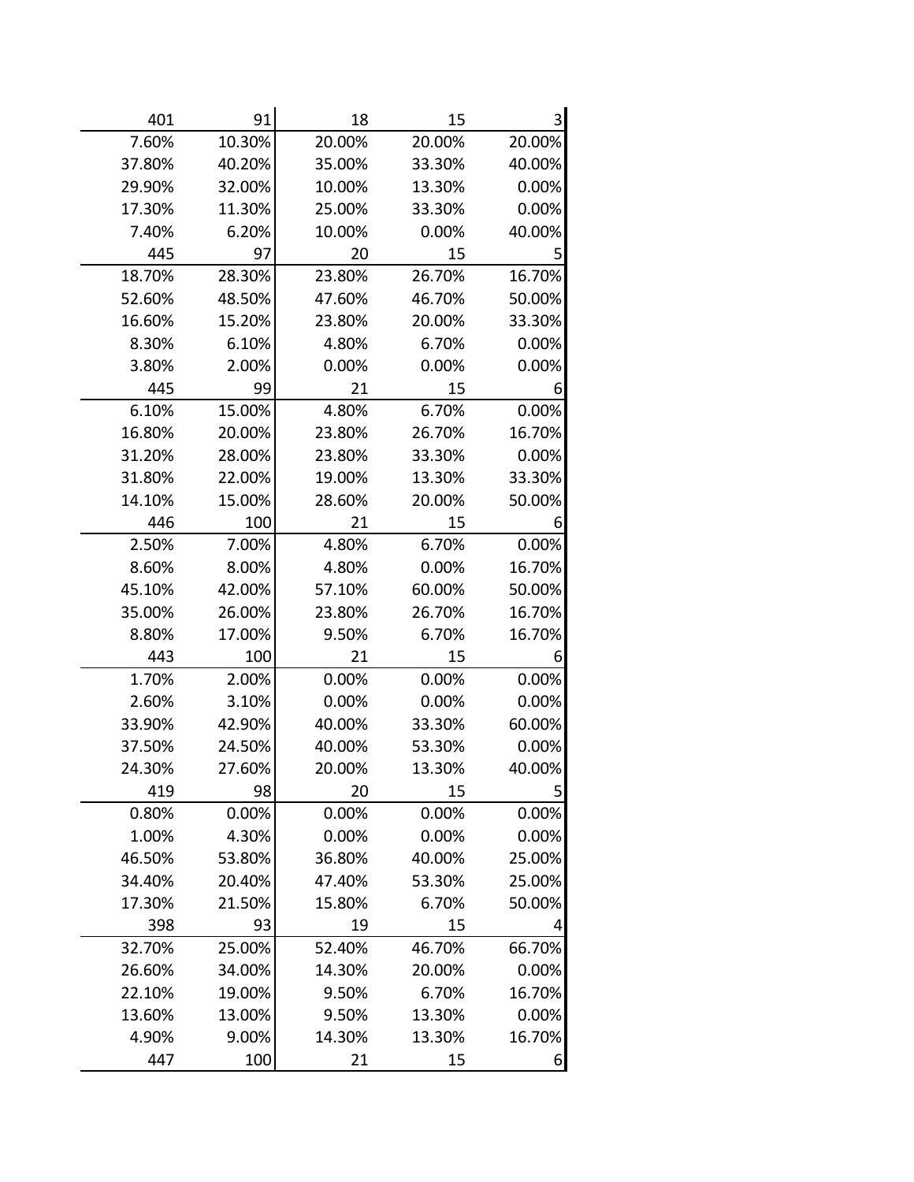| | | | | |
|---|---|---|---|---|
| 401 | 91 | 18 | 15 | 3 |
| 7.60% | 10.30% | 20.00% | 20.00% | 20.00% |
| 37.80% | 40.20% | 35.00% | 33.30% | 40.00% |
| 29.90% | 32.00% | 10.00% | 13.30% | 0.00% |
| 17.30% | 11.30% | 25.00% | 33.30% | 0.00% |
| 7.40% | 6.20% | 10.00% | 0.00% | 40.00% |
| 445 | 97 | 20 | 15 | 5 |
| 18.70% | 28.30% | 23.80% | 26.70% | 16.70% |
| 52.60% | 48.50% | 47.60% | 46.70% | 50.00% |
| 16.60% | 15.20% | 23.80% | 20.00% | 33.30% |
| 8.30% | 6.10% | 4.80% | 6.70% | 0.00% |
| 3.80% | 2.00% | 0.00% | 0.00% | 0.00% |
| 445 | 99 | 21 | 15 | 6 |
| 6.10% | 15.00% | 4.80% | 6.70% | 0.00% |
| 16.80% | 20.00% | 23.80% | 26.70% | 16.70% |
| 31.20% | 28.00% | 23.80% | 33.30% | 0.00% |
| 31.80% | 22.00% | 19.00% | 13.30% | 33.30% |
| 14.10% | 15.00% | 28.60% | 20.00% | 50.00% |
| 446 | 100 | 21 | 15 | 6 |
| 2.50% | 7.00% | 4.80% | 6.70% | 0.00% |
| 8.60% | 8.00% | 4.80% | 0.00% | 16.70% |
| 45.10% | 42.00% | 57.10% | 60.00% | 50.00% |
| 35.00% | 26.00% | 23.80% | 26.70% | 16.70% |
| 8.80% | 17.00% | 9.50% | 6.70% | 16.70% |
| 443 | 100 | 21 | 15 | 6 |
| 1.70% | 2.00% | 0.00% | 0.00% | 0.00% |
| 2.60% | 3.10% | 0.00% | 0.00% | 0.00% |
| 33.90% | 42.90% | 40.00% | 33.30% | 60.00% |
| 37.50% | 24.50% | 40.00% | 53.30% | 0.00% |
| 24.30% | 27.60% | 20.00% | 13.30% | 40.00% |
| 419 | 98 | 20 | 15 | 5 |
| 0.80% | 0.00% | 0.00% | 0.00% | 0.00% |
| 1.00% | 4.30% | 0.00% | 0.00% | 0.00% |
| 46.50% | 53.80% | 36.80% | 40.00% | 25.00% |
| 34.40% | 20.40% | 47.40% | 53.30% | 25.00% |
| 17.30% | 21.50% | 15.80% | 6.70% | 50.00% |
| 398 | 93 | 19 | 15 | 4 |
| 32.70% | 25.00% | 52.40% | 46.70% | 66.70% |
| 26.60% | 34.00% | 14.30% | 20.00% | 0.00% |
| 22.10% | 19.00% | 9.50% | 6.70% | 16.70% |
| 13.60% | 13.00% | 9.50% | 13.30% | 0.00% |
| 4.90% | 9.00% | 14.30% | 13.30% | 16.70% |
| 447 | 100 | 21 | 15 | 6 |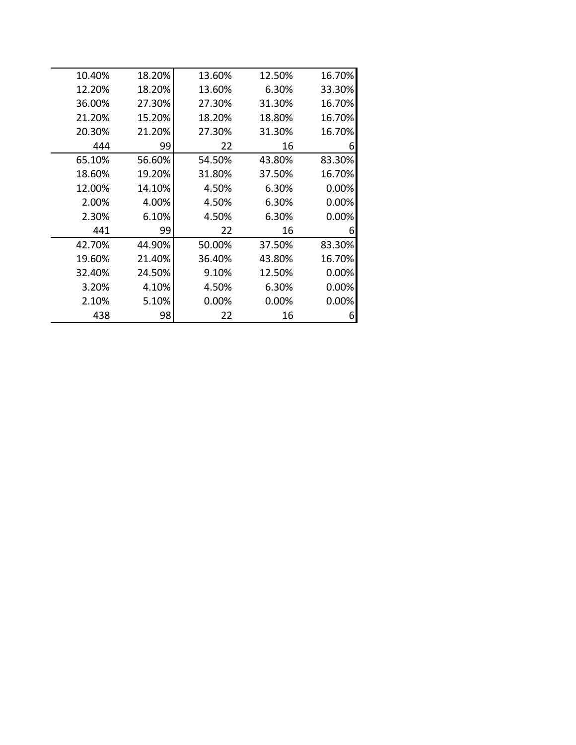| | | | | |
|---|---|---|---|---|
| 10.40% | 18.20% | 13.60% | 12.50% | 16.70% |
| 12.20% | 18.20% | 13.60% | 6.30% | 33.30% |
| 36.00% | 27.30% | 27.30% | 31.30% | 16.70% |
| 21.20% | 15.20% | 18.20% | 18.80% | 16.70% |
| 20.30% | 21.20% | 27.30% | 31.30% | 16.70% |
| 444 | 99 | 22 | 16 | 6 |
| 65.10% | 56.60% | 54.50% | 43.80% | 83.30% |
| 18.60% | 19.20% | 31.80% | 37.50% | 16.70% |
| 12.00% | 14.10% | 4.50% | 6.30% | 0.00% |
| 2.00% | 4.00% | 4.50% | 6.30% | 0.00% |
| 2.30% | 6.10% | 4.50% | 6.30% | 0.00% |
| 441 | 99 | 22 | 16 | 6 |
| 42.70% | 44.90% | 50.00% | 37.50% | 83.30% |
| 19.60% | 21.40% | 36.40% | 43.80% | 16.70% |
| 32.40% | 24.50% | 9.10% | 12.50% | 0.00% |
| 3.20% | 4.10% | 4.50% | 6.30% | 0.00% |
| 2.10% | 5.10% | 0.00% | 0.00% | 0.00% |
| 438 | 98 | 22 | 16 | 6 |